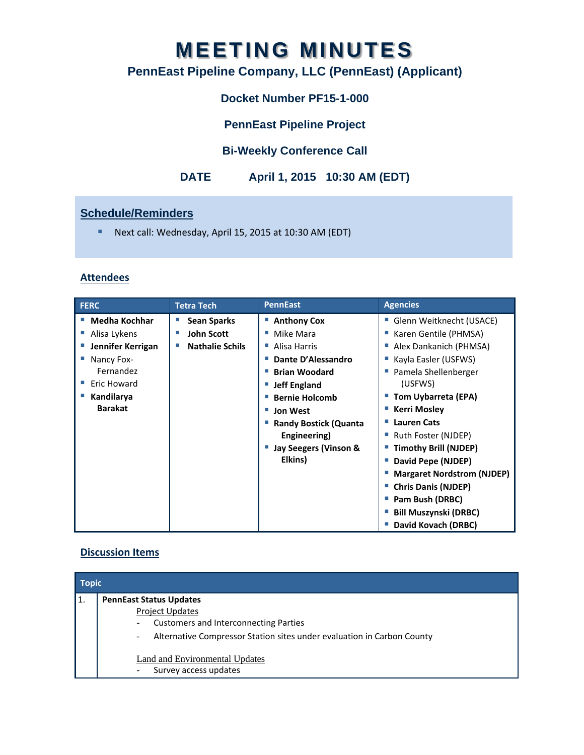# MEETING MINUTES

## PennEast Pipeline Company, LLC (PennEast) (Applicant)

### Docket Number PF15-1-000

### PennEast Pipeline Project

### Bi-Weekly Conference Call

**DATE** April 1, 2015 10:30 AM (EDT)

## Schedule/Reminders

- Next call: Wednesday, April 15, 2015 at 10:30 AM (EDT)

## Attendees

| FERC | Tetra Tech | PennEast | Agencies |
|---|---|---|---|
| **Medha Kochhar** | **Sean Sparks** | **Anthony Cox** | Glenn Weitknecht (USACE) |
| Alisa Lykens | **John Scott** | Mike Mara | Karen Gentile (PHMSA) |
| **Jennifer Kerrigan** | **Nathalie Schils** | Alisa Harris | Alex Dankanich (PHMSA) |
| Nancy Fox-Fernandez | | **Dante D'Alessandro** | Kayla Easler (USFWS) |
| Eric Howard | | **Brian Woodard** | Pamela Shellenberger (USFWS) |
| **Kandilarya Barakat** | | **Jeff England** | **Tom Uybarreta (EPA)** |
| | | **Bernie Holcomb** | **Kerri Mosley** |
| | | **Jon West** | **Lauren Cats** |
| | | **Randy Bostick (Quanta Engineering)** | Ruth Foster (NJDEP) |
| | | **Jay Seegers (Vinson & Elkins)** | **Timothy Brill (NJDEP)** |
| | | | **David Pepe (NJDEP)** |
| | | | **Margaret Nordstrom (NJDEP)** |
| | | | **Chris Danis (NJDEP)** |
| | | | **Pam Bush (DRBC)** |
| | | | **Bill Muszynski (DRBC)** |
| | | | **David Kovach (DRBC)** |

## Discussion Items

| | Topic |
|---|---|
| 1. | **PennEast Status Updates**<br>Project Updates<br>- Customers and Interconnecting Parties<br>- Alternative Compressor Station sites under evaluation in Carbon County<br><br>Land and Environmental Updates<br>- Survey access updates |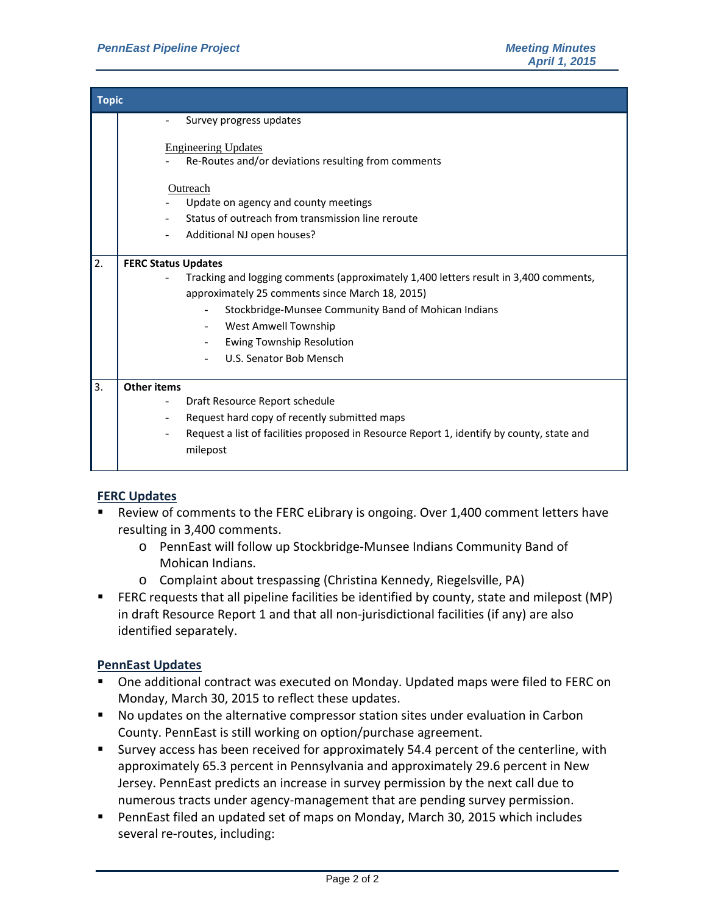| Topic | |
|---|---|
| | - Survey progress updates<br><br>Engineering Updates<br>- Re-Routes and/or deviations resulting from comments<br><br>Outreach<br>- Update on agency and county meetings<br>- Status of outreach from transmission line reroute<br>- Additional NJ open houses? |
| 2. | **FERC Status Updates**<br>- Tracking and logging comments (approximately 1,400 letters result in 3,400 comments, approximately 25 comments since March 18, 2015)<br>&nbsp;&nbsp;&nbsp;&nbsp;- Stockbridge-Munsee Community Band of Mohican Indians<br>&nbsp;&nbsp;&nbsp;&nbsp;- West Amwell Township<br>&nbsp;&nbsp;&nbsp;&nbsp;- Ewing Township Resolution<br>&nbsp;&nbsp;&nbsp;&nbsp;- U.S. Senator Bob Mensch |
| 3. | **Other items**<br>- Draft Resource Report schedule<br>- Request hard copy of recently submitted maps<br>- Request a list of facilities proposed in Resource Report 1, identify by county, state and milepost |

## FERC Updates

- Review of comments to the FERC eLibrary is ongoing. Over 1,400 comment letters have resulting in 3,400 comments.
  - PennEast will follow up Stockbridge-Munsee Indians Community Band of Mohican Indians.
  - Complaint about trespassing (Christina Kennedy, Riegelsville, PA)
- FERC requests that all pipeline facilities be identified by county, state and milepost (MP) in draft Resource Report 1 and that all non-jurisdictional facilities (if any) are also identified separately.

## PennEast Updates

- One additional contract was executed on Monday. Updated maps were filed to FERC on Monday, March 30, 2015 to reflect these updates.
- No updates on the alternative compressor station sites under evaluation in Carbon County. PennEast is still working on option/purchase agreement.
- Survey access has been received for approximately 54.4 percent of the centerline, with approximately 65.3 percent in Pennsylvania and approximately 29.6 percent in New Jersey. PennEast predicts an increase in survey permission by the next call due to numerous tracts under agency-management that are pending survey permission.
- PennEast filed an updated set of maps on Monday, March 30, 2015 which includes several re-routes, including: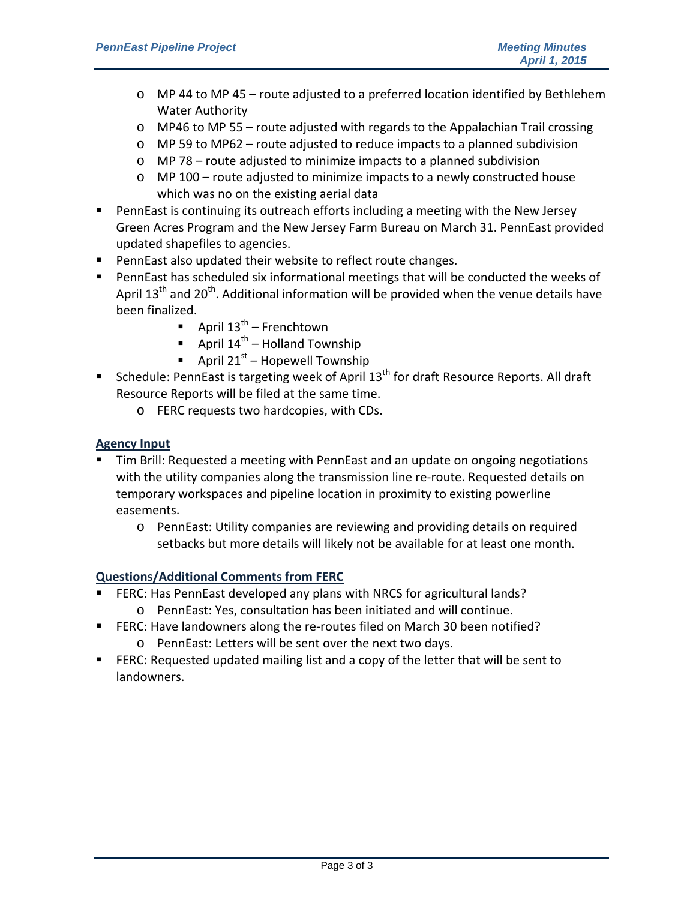- MP 44 to MP 45 – route adjusted to a preferred location identified by Bethlehem Water Authority
  - MP46 to MP 55 – route adjusted with regards to the Appalachian Trail crossing
  - MP 59 to MP62 – route adjusted to reduce impacts to a planned subdivision
  - MP 78 – route adjusted to minimize impacts to a planned subdivision
  - MP 100 – route adjusted to minimize impacts to a newly constructed house which was no on the existing aerial data
- PennEast is continuing its outreach efforts including a meeting with the New Jersey Green Acres Program and the New Jersey Farm Bureau on March 31. PennEast provided updated shapefiles to agencies.
- PennEast also updated their website to reflect route changes.
- PennEast has scheduled six informational meetings that will be conducted the weeks of April 13th and 20th. Additional information will be provided when the venue details have been finalized.
  - April 13th – Frenchtown
  - April 14th – Holland Township
  - April 21st – Hopewell Township
- Schedule: PennEast is targeting week of April 13th for draft Resource Reports. All draft Resource Reports will be filed at the same time.
  - FERC requests two hardcopies, with CDs.

## Agency Input

- Tim Brill: Requested a meeting with PennEast and an update on ongoing negotiations with the utility companies along the transmission line re-route. Requested details on temporary workspaces and pipeline location in proximity to existing powerline easements.
  - PennEast: Utility companies are reviewing and providing details on required setbacks but more details will likely not be available for at least one month.

## Questions/Additional Comments from FERC

- FERC: Has PennEast developed any plans with NRCS for agricultural lands?
  - PennEast: Yes, consultation has been initiated and will continue.
- FERC: Have landowners along the re-routes filed on March 30 been notified?
  - PennEast: Letters will be sent over the next two days.
- FERC: Requested updated mailing list and a copy of the letter that will be sent to landowners.